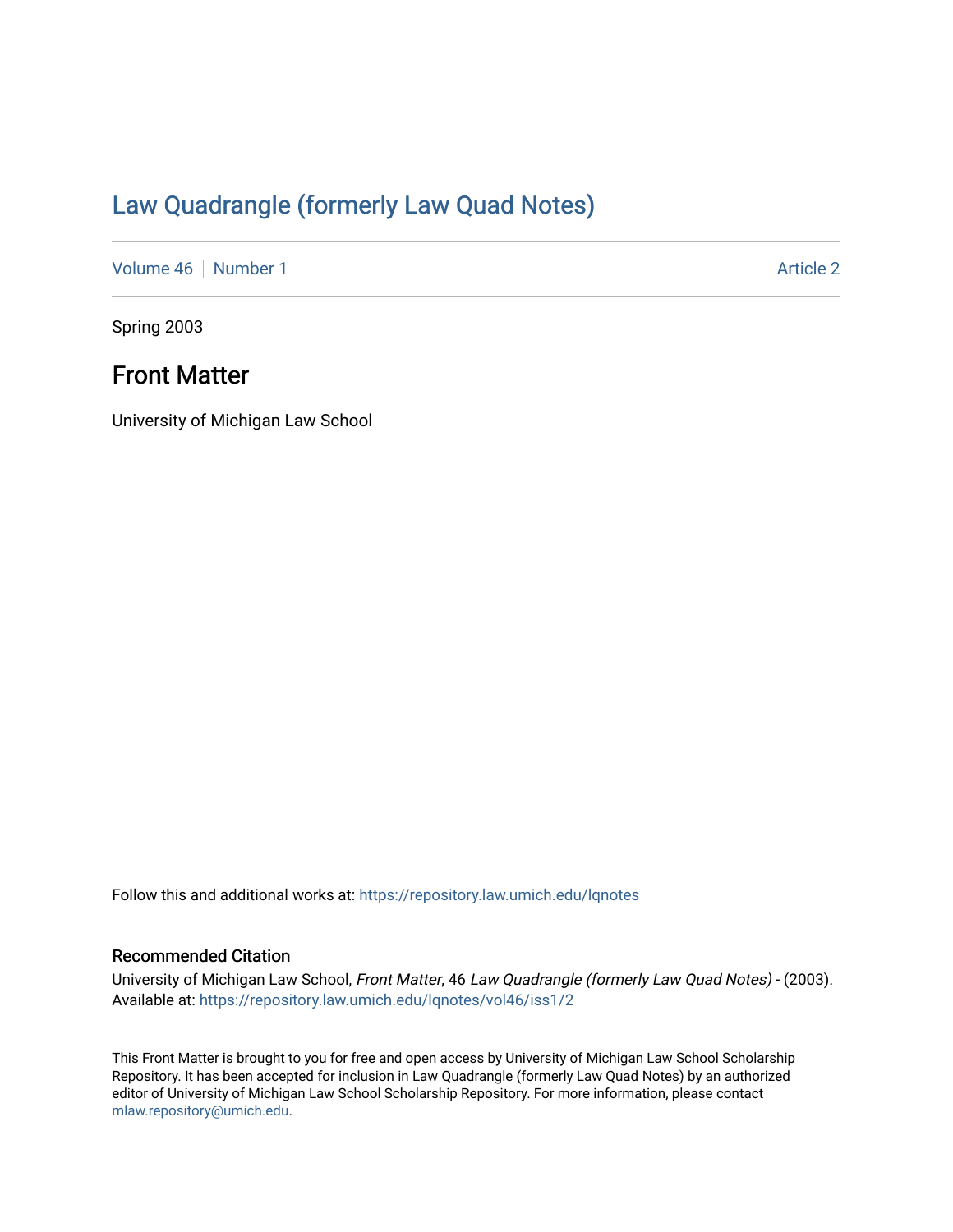# Law Quadrangle (formerly Law Quad Notes)

Volume 46 | Number 1 Article 2

Spring 2003

## Front Matter

University of Michigan Law School

Follow this and additional works at: https://repository.law.umich.edu/lqnotes

### Recommended Citation

University of Michigan Law School, *Front Matter*, 46 *Law Quadrangle (formerly Law Quad Notes)* - (2003). Available at: https://repository.law.umich.edu/lqnotes/vol46/iss1/2

This Front Matter is brought to you for free and open access by University of Michigan Law School Scholarship Repository. It has been accepted for inclusion in Law Quadrangle (formerly Law Quad Notes) by an authorized editor of University of Michigan Law School Scholarship Repository. For more information, please contact mlaw.repository@umich.edu.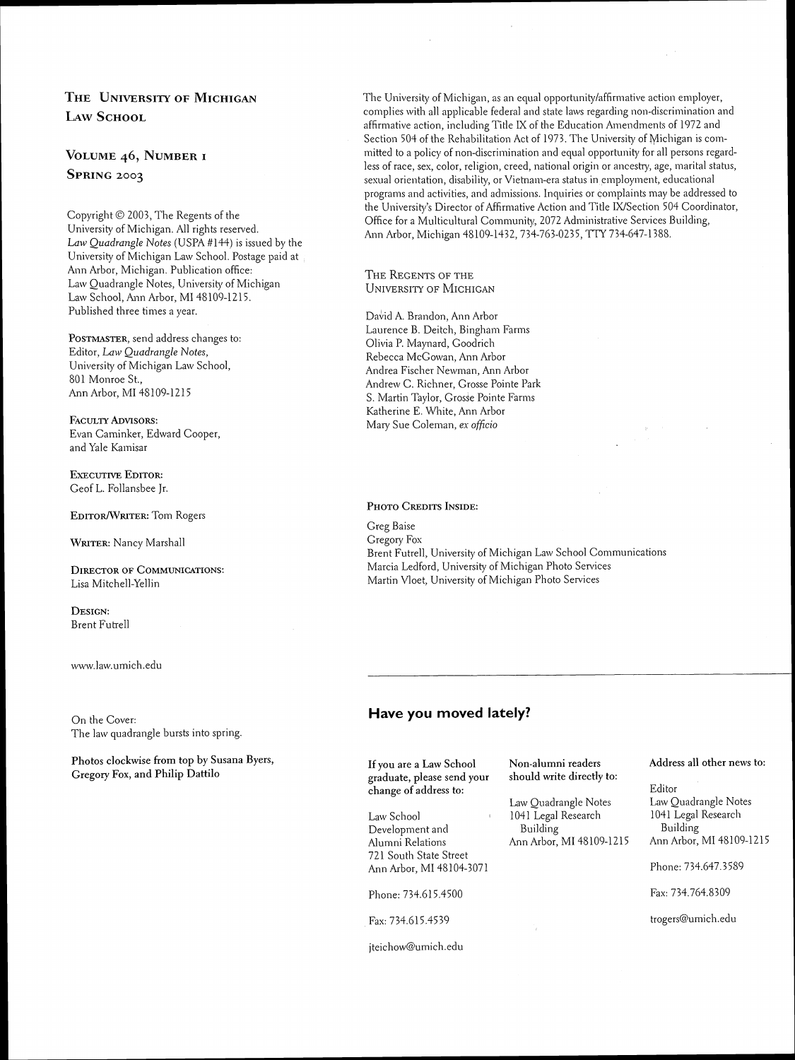## The University of Michigan Law School

### Volume 46, Number 1
### Spring 2003

Copyright © 2003, The Regents of the University of Michigan. All rights reserved. *Law Quadrangle Notes* (USPA #144) is issued by the University of Michigan Law School. Postage paid at Ann Arbor, Michigan. Publication office: Law Quadrangle Notes, University of Michigan Law School, Ann Arbor, MI 48109-1215. Published three times a year.

**Postmaster**, send address changes to:
Editor, *Law Quadrangle Notes*,
University of Michigan Law School,
801 Monroe St.,
Ann Arbor, MI 48109-1215

**Faculty Advisors:**
Evan Caminker, Edward Cooper, and Yale Kamisar

**Executive Editor:**
Geof L. Follansbee Jr.

**Editor/Writer:** Tom Rogers

**Writer:** Nancy Marshall

**Director of Communications:**
Lisa Mitchell-Yellin

**Design:**
Brent Futrell

www.law.umich.edu

On the Cover:
The law quadrangle bursts into spring.

**Photos clockwise from top by Susana Byers, Gregory Fox, and Philip Dattilo**

The University of Michigan, as an equal opportunity/affirmative action employer, complies with all applicable federal and state laws regarding non-discrimination and affirmative action, including Title IX of the Education Amendments of 1972 and Section 504 of the Rehabilitation Act of 1973. The University of Michigan is committed to a policy of non-discrimination and equal opportunity for all persons regardless of race, sex, color, religion, creed, national origin or ancestry, age, marital status, sexual orientation, disability, or Vietnam-era status in employment, educational programs and activities, and admissions. Inquiries or complaints may be addressed to the University's Director of Affirmative Action and Title IX/Section 504 Coordinator, Office for a Multicultural Community, 2072 Administrative Services Building, Ann Arbor, Michigan 48109-1432, 734-763-0235, TTY 734-647-1388.

### The Regents of the University of Michigan

David A. Brandon, Ann Arbor
Laurence B. Deitch, Bingham Farms
Olivia P. Maynard, Goodrich
Rebecca McGowan, Ann Arbor
Andrea Fischer Newman, Ann Arbor
Andrew C. Richner, Grosse Pointe Park
S. Martin Taylor, Grosse Pointe Farms
Katherine E. White, Ann Arbor
Mary Sue Coleman, *ex officio*

**Photo Credits Inside:**

Greg Baise
Gregory Fox
Brent Futrell, University of Michigan Law School Communications
Marcia Ledford, University of Michigan Photo Services
Martin Vloet, University of Michigan Photo Services

## Have you moved lately?

**If you are a Law School graduate, please send your change of address to:**

Law School
Development and
Alumni Relations
721 South State Street
Ann Arbor, MI 48104-3071

Phone: 734.615.4500

Fax: 734.615.4539

jteichow@umich.edu

**Non-alumni readers should write directly to:**

Law Quadrangle Notes
1041 Legal Research Building
Ann Arbor, MI 48109-1215

**Address all other news to:**

Editor
Law Quadrangle Notes
1041 Legal Research Building
Ann Arbor, MI 48109-1215

Phone: 734.647.3589

Fax: 734.764.8309

trogers@umich.edu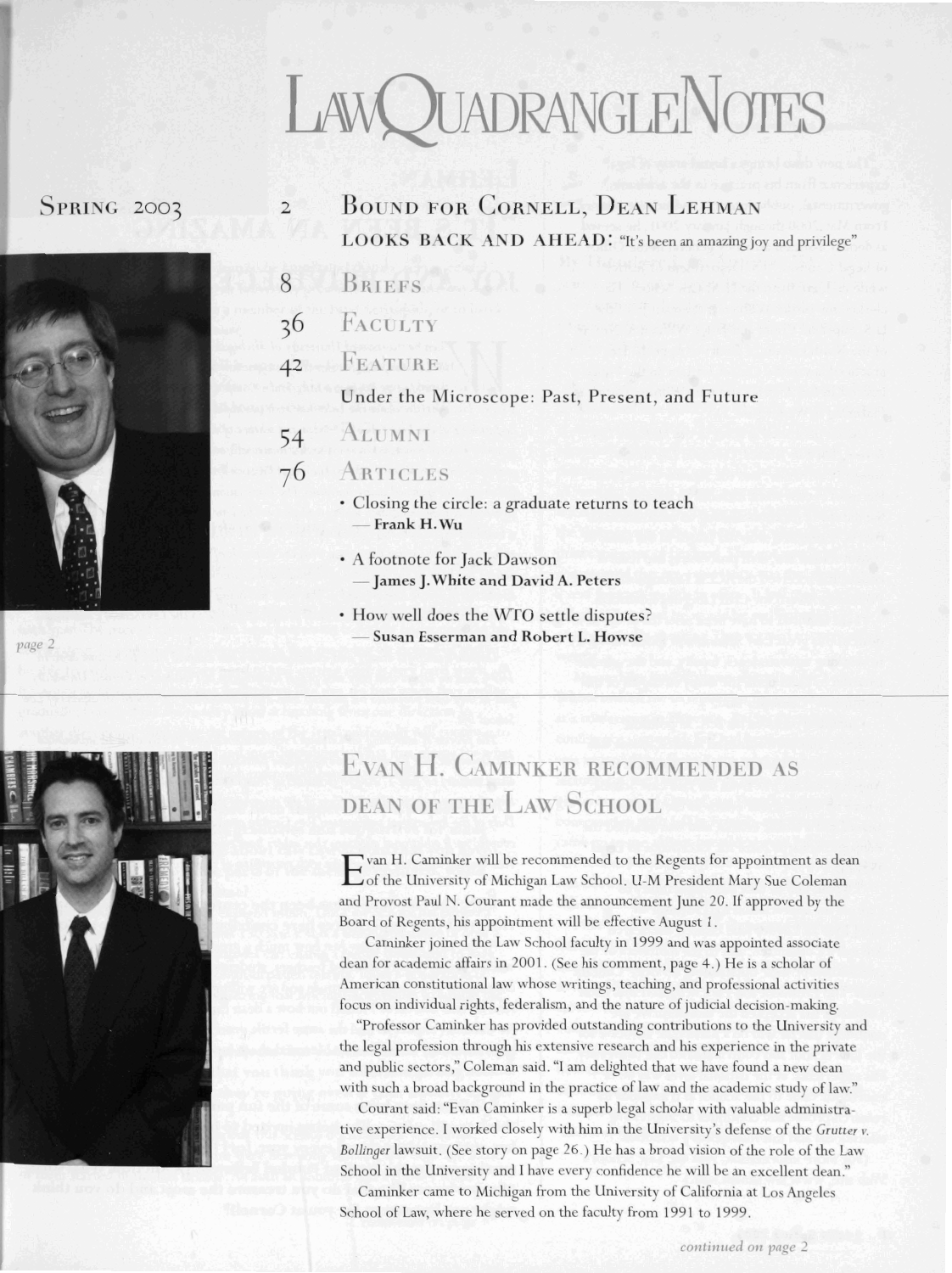# LawQuadrangleNotes

Spring 2003

2 **Bound for Cornell, Dean Lehman looks back and ahead:** "It's been an amazing joy and privilege"

8 Briefs

36 Faculty

42 Feature

Under the Microscope: Past, Present, and Future

54 Alumni

76 Articles

- Closing the circle: a graduate returns to teach
  — **Frank H. Wu**
- A footnote for Jack Dawson
  — **James J. White and David A. Peters**
- How well does the WTO settle disputes?
  — **Susan Esserman and Robert L. Howse**

*page 2*

## Evan H. Caminker recommended as dean of the Law School

Evan H. Caminker will be recommended to the Regents for appointment as dean of the University of Michigan Law School. U-M President Mary Sue Coleman and Provost Paul N. Courant made the announcement June 20. If approved by the Board of Regents, his appointment will be effective August 1.

Caminker joined the Law School faculty in 1999 and was appointed associate dean for academic affairs in 2001. (See his comment, page 4.) He is a scholar of American constitutional law whose writings, teaching, and professional activities focus on individual rights, federalism, and the nature of judicial decision-making.

"Professor Caminker has provided outstanding contributions to the University and the legal profession through his extensive research and his experience in the private and public sectors," Coleman said. "I am delighted that we have found a new dean with such a broad background in the practice of law and the academic study of law."

Courant said: "Evan Caminker is a superb legal scholar with valuable administrative experience. I worked closely with him in the University's defense of the *Grutter v. Bollinger* lawsuit. (See story on page 26.) He has a broad vision of the role of the Law School in the University and I have every confidence he will be an excellent dean."

Caminker came to Michigan from the University of California at Los Angeles School of Law, where he served on the faculty from 1991 to 1999.

*continued on page 2*